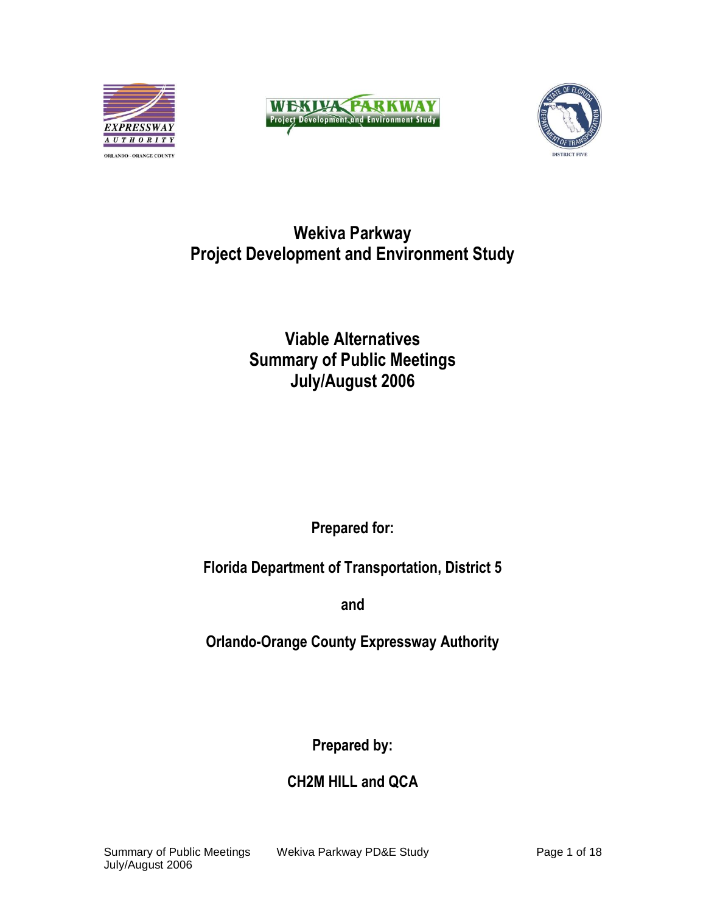# Wekiva Parkway
# Project Development and Environment Study

## Viable Alternatives
## Summary of Public Meetings
## July/August 2006

**Prepared for:**

**Florida Department of Transportation, District 5**

**and**

**Orlando-Orange County Expressway Authority**

**Prepared by:**

**CH2M HILL and QCA**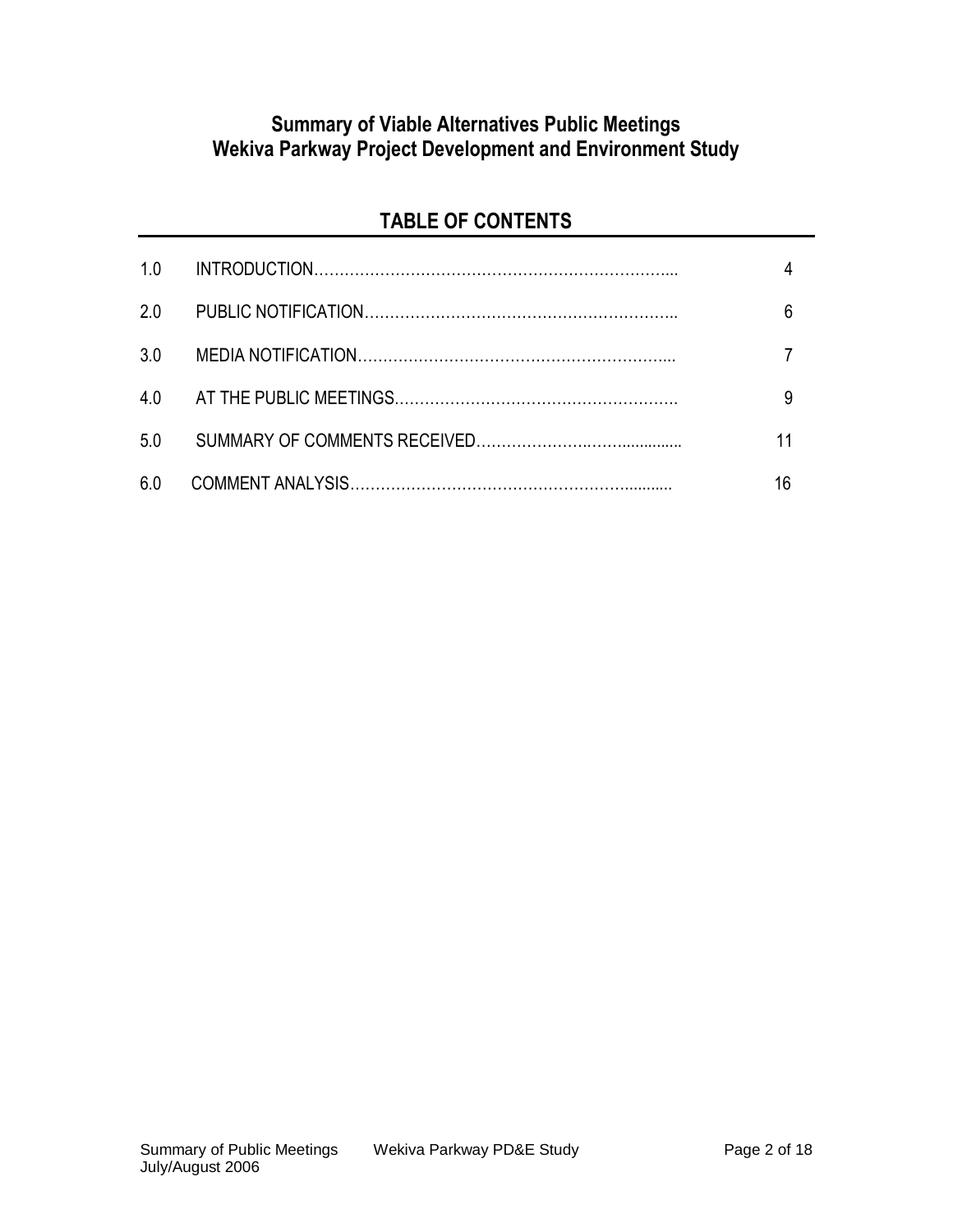# Summary of Viable Alternatives Public Meetings
# Wekiva Parkway Project Development and Environment Study

## TABLE OF CONTENTS

| | | |
|---|---|---|
| 1.0 | INTRODUCTION | 4 |
| 2.0 | PUBLIC NOTIFICATION | 6 |
| 3.0 | MEDIA NOTIFICATION | 7 |
| 4.0 | AT THE PUBLIC MEETINGS | 9 |
| 5.0 | SUMMARY OF COMMENTS RECEIVED | 11 |
| 6.0 | COMMENT ANALYSIS | 16 |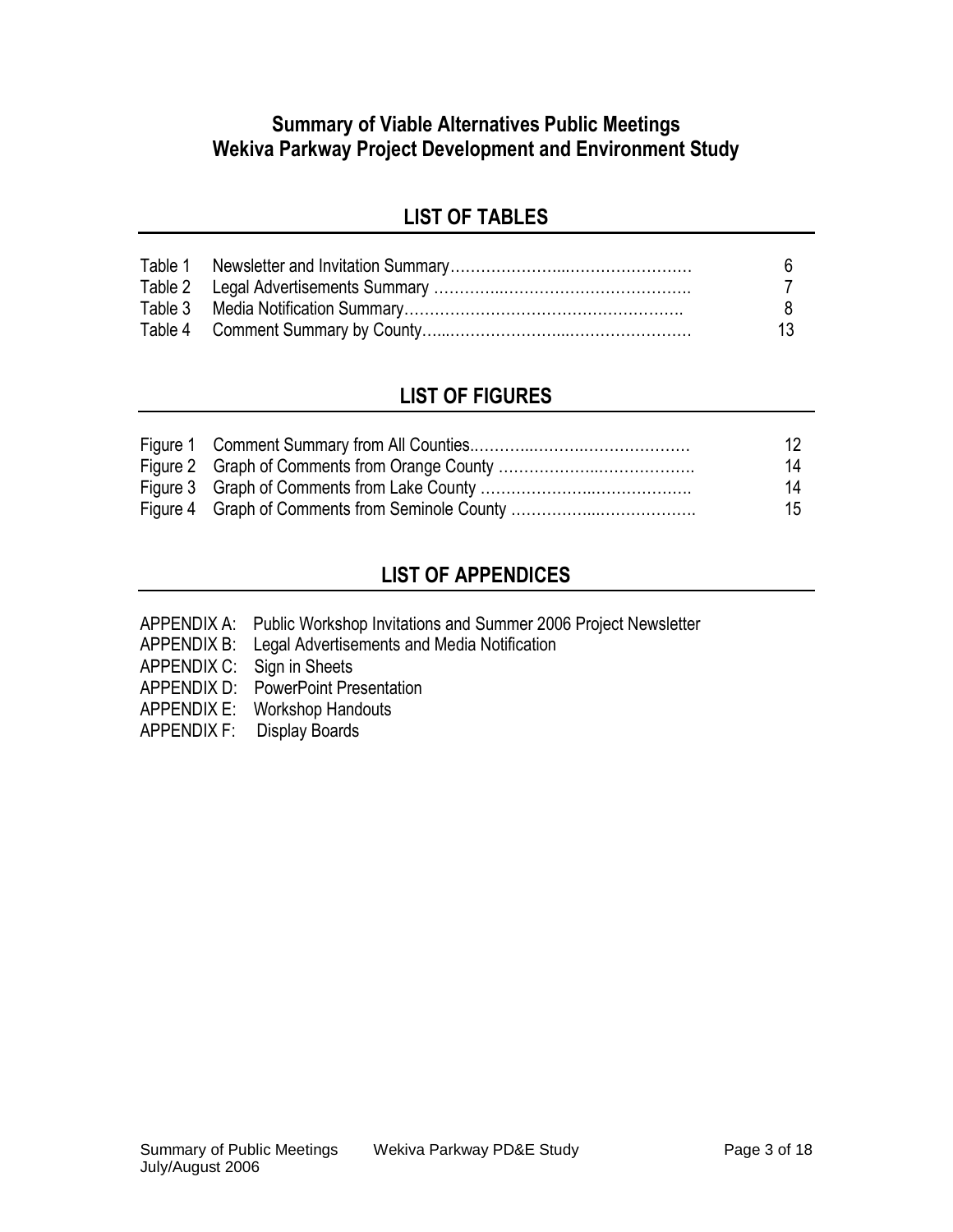## Summary of Viable Alternatives Public Meetings
## Wekiva Parkway Project Development and Environment Study

## LIST OF TABLES

| | | |
|---|---|---|
| Table 1 | Newsletter and Invitation Summary | 6 |
| Table 2 | Legal Advertisements Summary | 7 |
| Table 3 | Media Notification Summary | 8 |
| Table 4 | Comment Summary by County | 13 |

## LIST OF FIGURES

| | | |
|---|---|---|
| Figure 1 | Comment Summary from All Counties | 12 |
| Figure 2 | Graph of Comments from Orange County | 14 |
| Figure 3 | Graph of Comments from Lake County | 14 |
| Figure 4 | Graph of Comments from Seminole County | 15 |

## LIST OF APPENDICES

APPENDIX A: Public Workshop Invitations and Summer 2006 Project Newsletter
APPENDIX B: Legal Advertisements and Media Notification
APPENDIX C: Sign in Sheets
APPENDIX D: PowerPoint Presentation
APPENDIX E: Workshop Handouts
APPENDIX F: Display Boards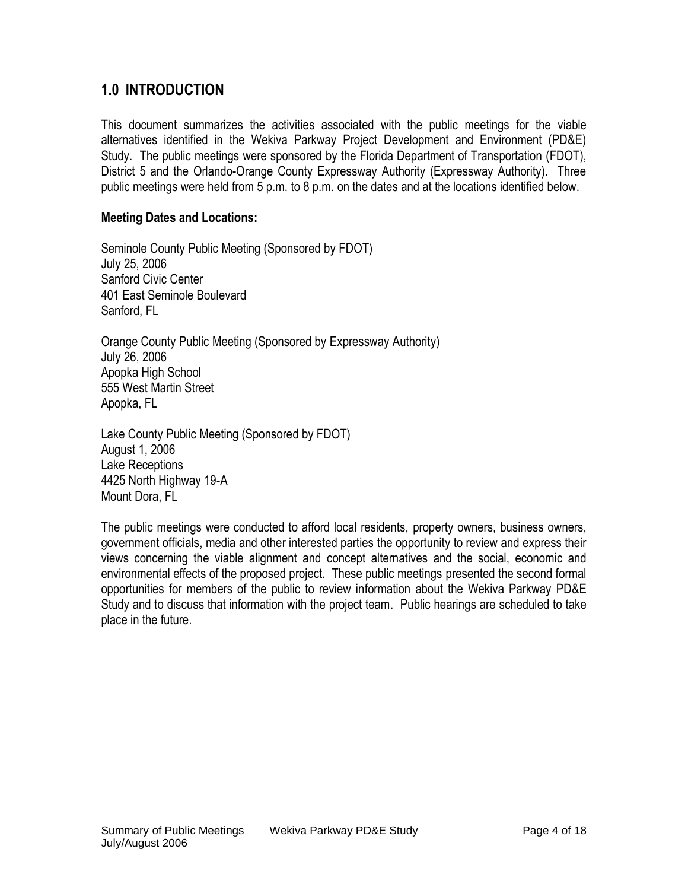## 1.0 INTRODUCTION

This document summarizes the activities associated with the public meetings for the viable alternatives identified in the Wekiva Parkway Project Development and Environment (PD&E) Study. The public meetings were sponsored by the Florida Department of Transportation (FDOT), District 5 and the Orlando-Orange County Expressway Authority (Expressway Authority). Three public meetings were held from 5 p.m. to 8 p.m. on the dates and at the locations identified below.

**Meeting Dates and Locations:**

Seminole County Public Meeting (Sponsored by FDOT)
July 25, 2006
Sanford Civic Center
401 East Seminole Boulevard
Sanford, FL

Orange County Public Meeting (Sponsored by Expressway Authority)
July 26, 2006
Apopka High School
555 West Martin Street
Apopka, FL

Lake County Public Meeting (Sponsored by FDOT)
August 1, 2006
Lake Receptions
4425 North Highway 19-A
Mount Dora, FL

The public meetings were conducted to afford local residents, property owners, business owners, government officials, media and other interested parties the opportunity to review and express their views concerning the viable alignment and concept alternatives and the social, economic and environmental effects of the proposed project. These public meetings presented the second formal opportunities for members of the public to review information about the Wekiva Parkway PD&E Study and to discuss that information with the project team. Public hearings are scheduled to take place in the future.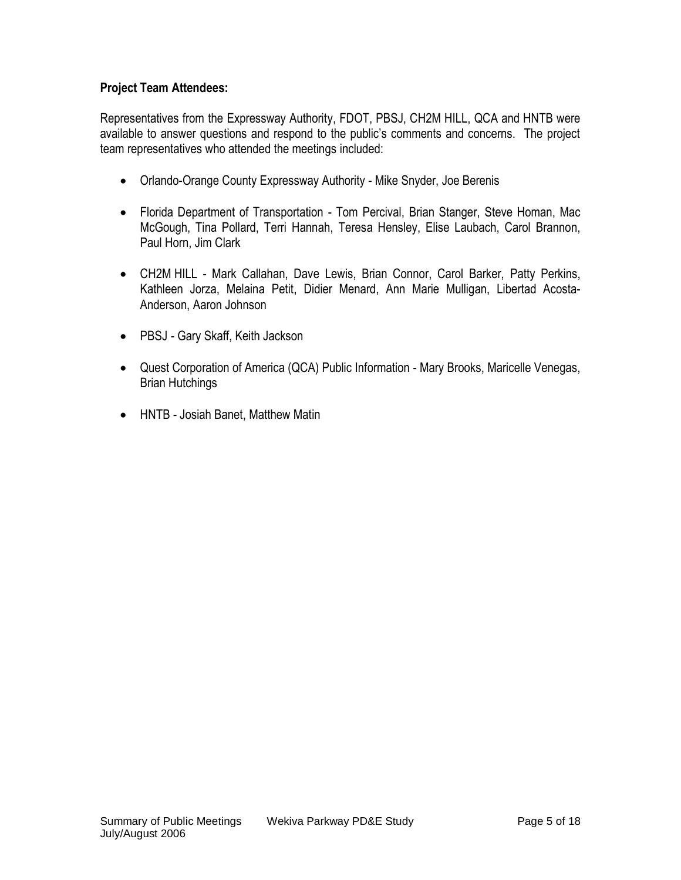**Project Team Attendees:**

Representatives from the Expressway Authority, FDOT, PBSJ, CH2M HILL, QCA and HNTB were available to answer questions and respond to the public's comments and concerns. The project team representatives who attended the meetings included:

- Orlando-Orange County Expressway Authority - Mike Snyder, Joe Berenis
- Florida Department of Transportation - Tom Percival, Brian Stanger, Steve Homan, Mac McGough, Tina Pollard, Terri Hannah, Teresa Hensley, Elise Laubach, Carol Brannon, Paul Horn, Jim Clark
- CH2M HILL - Mark Callahan, Dave Lewis, Brian Connor, Carol Barker, Patty Perkins, Kathleen Jorza, Melaina Petit, Didier Menard, Ann Marie Mulligan, Libertad Acosta-Anderson, Aaron Johnson
- PBSJ - Gary Skaff, Keith Jackson
- Quest Corporation of America (QCA) Public Information - Mary Brooks, Maricelle Venegas, Brian Hutchings
- HNTB - Josiah Banet, Matthew Matin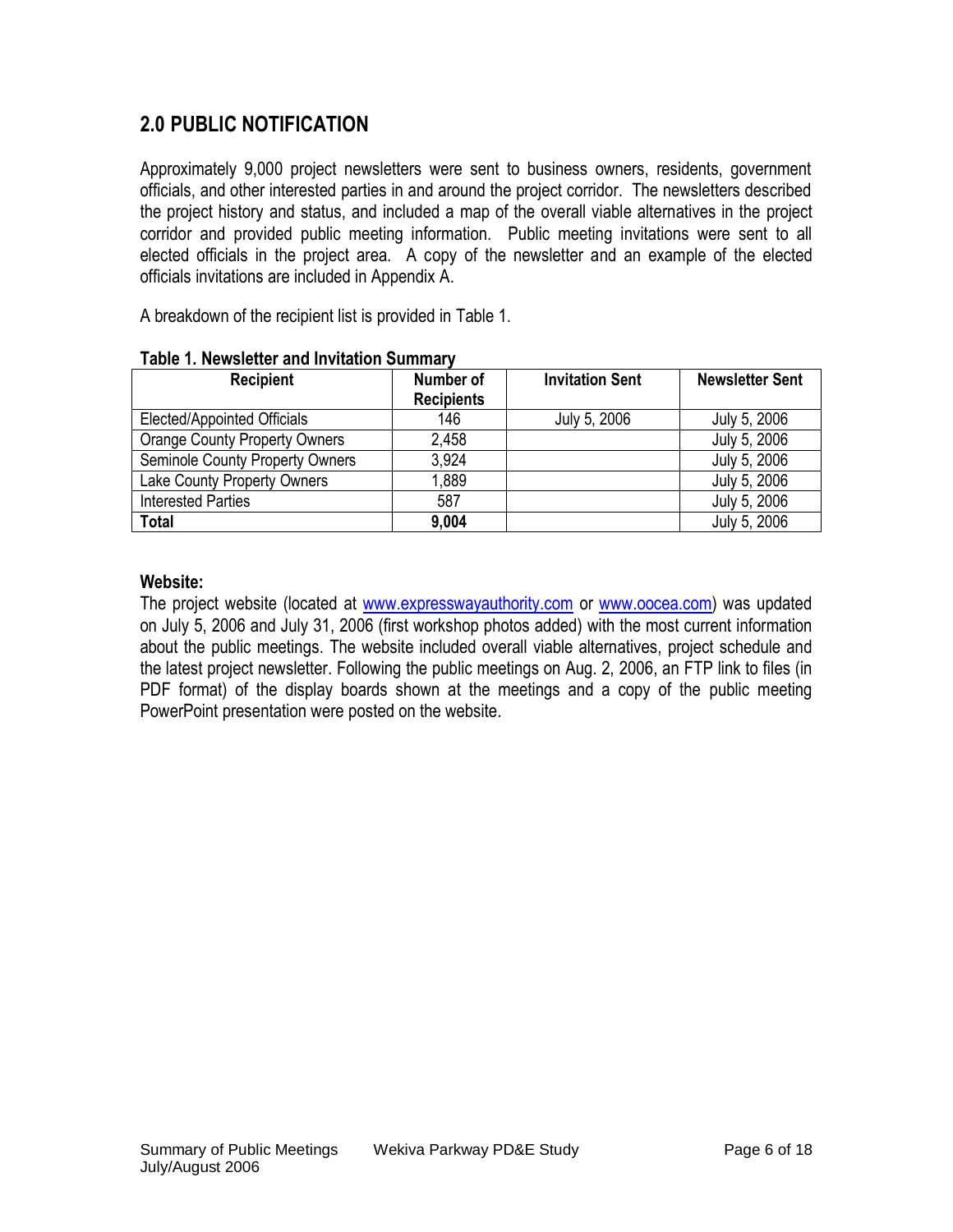## 2.0 PUBLIC NOTIFICATION

Approximately 9,000 project newsletters were sent to business owners, residents, government officials, and other interested parties in and around the project corridor. The newsletters described the project history and status, and included a map of the overall viable alternatives in the project corridor and provided public meeting information. Public meeting invitations were sent to all elected officials in the project area. A copy of the newsletter and an example of the elected officials invitations are included in Appendix A.

A breakdown of the recipient list is provided in Table 1.

**Table 1. Newsletter and Invitation Summary**

| Recipient | Number of Recipients | Invitation Sent | Newsletter Sent |
|---|---|---|---|
| Elected/Appointed Officials | 146 | July 5, 2006 | July 5, 2006 |
| Orange County Property Owners | 2,458 | | July 5, 2006 |
| Seminole County Property Owners | 3,924 | | July 5, 2006 |
| Lake County Property Owners | 1,889 | | July 5, 2006 |
| Interested Parties | 587 | | July 5, 2006 |
| **Total** | **9,004** | | July 5, 2006 |

**Website:**
The project website (located at www.expresswayauthority.com or www.oocea.com) was updated on July 5, 2006 and July 31, 2006 (first workshop photos added) with the most current information about the public meetings. The website included overall viable alternatives, project schedule and the latest project newsletter. Following the public meetings on Aug. 2, 2006, an FTP link to files (in PDF format) of the display boards shown at the meetings and a copy of the public meeting PowerPoint presentation were posted on the website.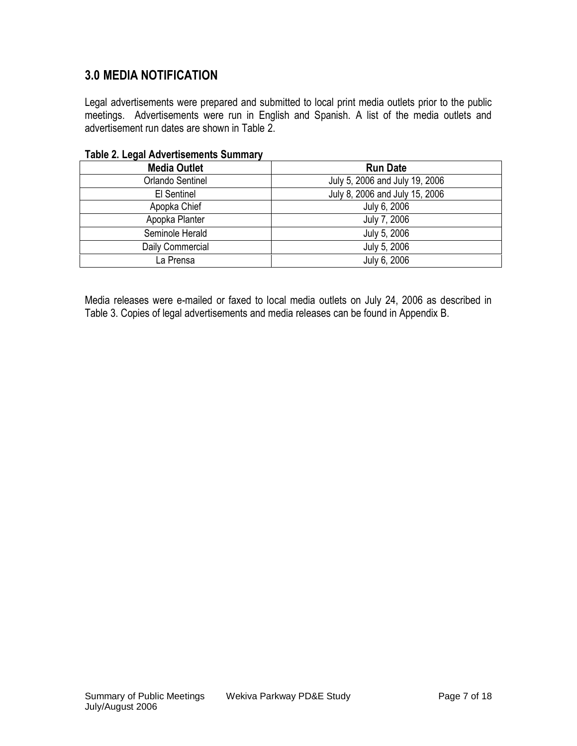## 3.0 MEDIA NOTIFICATION

Legal advertisements were prepared and submitted to local print media outlets prior to the public meetings. Advertisements were run in English and Spanish. A list of the media outlets and advertisement run dates are shown in Table 2.

**Table 2. Legal Advertisements Summary**

| Media Outlet | Run Date |
|---|---|
| Orlando Sentinel | July 5, 2006 and July 19, 2006 |
| El Sentinel | July 8, 2006 and July 15, 2006 |
| Apopka Chief | July 6, 2006 |
| Apopka Planter | July 7, 2006 |
| Seminole Herald | July 5, 2006 |
| Daily Commercial | July 5, 2006 |
| La Prensa | July 6, 2006 |

Media releases were e-mailed or faxed to local media outlets on July 24, 2006 as described in Table 3. Copies of legal advertisements and media releases can be found in Appendix B.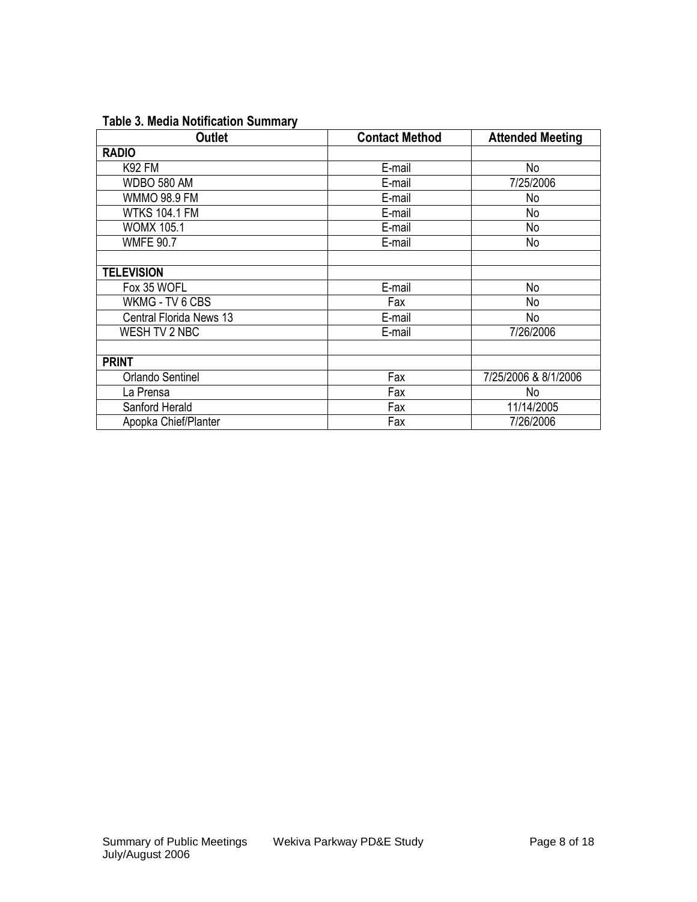**Table 3. Media Notification Summary**

| Outlet | Contact Method | Attended Meeting |
|---|---|---|
| **RADIO** | | |
| K92 FM | E-mail | No |
| WDBO 580 AM | E-mail | 7/25/2006 |
| WMMO 98.9 FM | E-mail | No |
| WTKS 104.1 FM | E-mail | No |
| WOMX 105.1 | E-mail | No |
| WMFE 90.7 | E-mail | No |
| | | |
| **TELEVISION** | | |
| Fox 35 WOFL | E-mail | No |
| WKMG - TV 6 CBS | Fax | No |
| Central Florida News 13 | E-mail | No |
| WESH TV 2 NBC | E-mail | 7/26/2006 |
| | | |
| **PRINT** | | |
| Orlando Sentinel | Fax | 7/25/2006 & 8/1/2006 |
| La Prensa | Fax | No |
| Sanford Herald | Fax | 11/14/2005 |
| Apopka Chief/Planter | Fax | 7/26/2006 |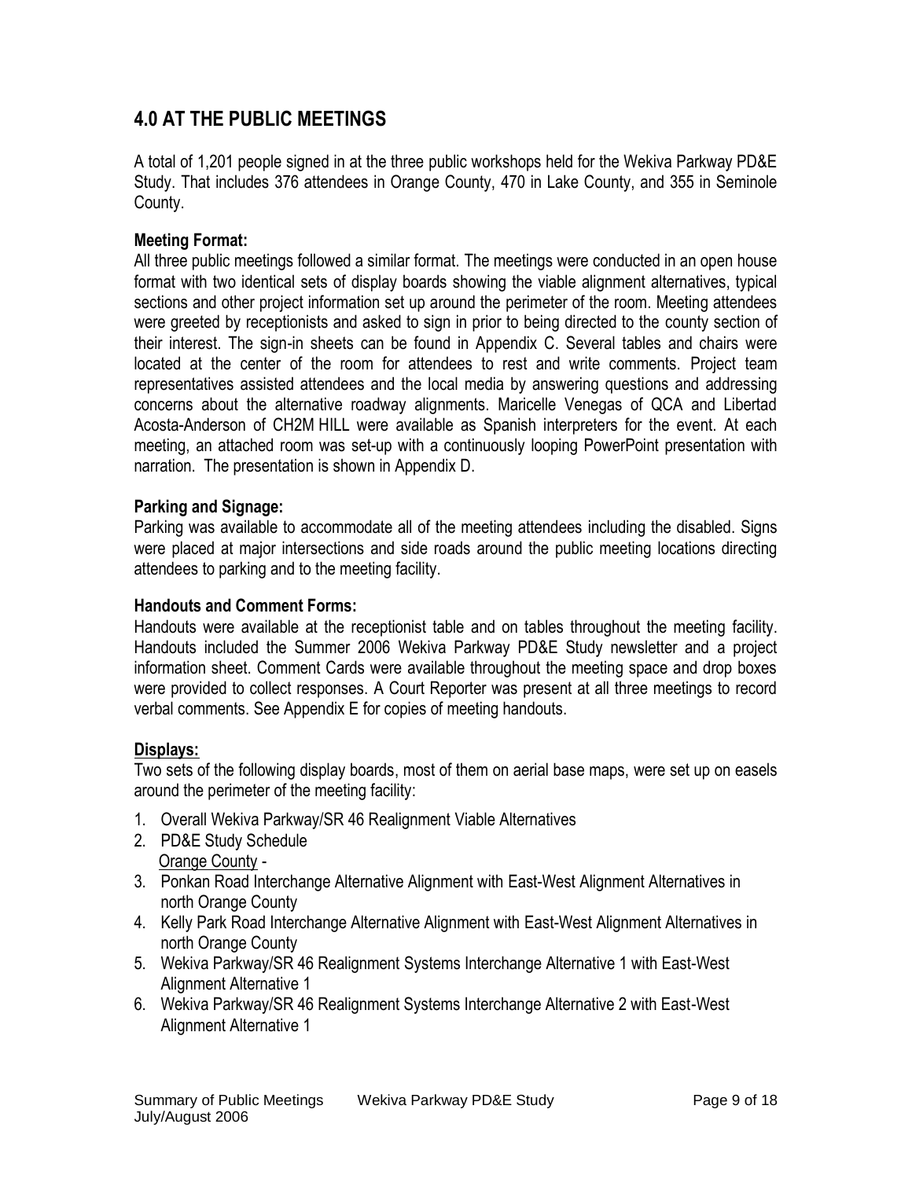## 4.0 AT THE PUBLIC MEETINGS

A total of 1,201 people signed in at the three public workshops held for the Wekiva Parkway PD&E Study. That includes 376 attendees in Orange County, 470 in Lake County, and 355 in Seminole County.

**Meeting Format:**
All three public meetings followed a similar format. The meetings were conducted in an open house format with two identical sets of display boards showing the viable alignment alternatives, typical sections and other project information set up around the perimeter of the room. Meeting attendees were greeted by receptionists and asked to sign in prior to being directed to the county section of their interest. The sign-in sheets can be found in Appendix C. Several tables and chairs were located at the center of the room for attendees to rest and write comments. Project team representatives assisted attendees and the local media by answering questions and addressing concerns about the alternative roadway alignments. Maricelle Venegas of QCA and Libertad Acosta-Anderson of CH2M HILL were available as Spanish interpreters for the event. At each meeting, an attached room was set-up with a continuously looping PowerPoint presentation with narration. The presentation is shown in Appendix D.

**Parking and Signage:**
Parking was available to accommodate all of the meeting attendees including the disabled. Signs were placed at major intersections and side roads around the public meeting locations directing attendees to parking and to the meeting facility.

**Handouts and Comment Forms:**
Handouts were available at the receptionist table and on tables throughout the meeting facility. Handouts included the Summer 2006 Wekiva Parkway PD&E Study newsletter and a project information sheet. Comment Cards were available throughout the meeting space and drop boxes were provided to collect responses. A Court Reporter was present at all three meetings to record verbal comments. See Appendix E for copies of meeting handouts.

**Displays:**
Two sets of the following display boards, most of them on aerial base maps, were set up on easels around the perimeter of the meeting facility:

1. Overall Wekiva Parkway/SR 46 Realignment Viable Alternatives
2. PD&E Study Schedule

   Orange County -

3. Ponkan Road Interchange Alternative Alignment with East-West Alignment Alternatives in north Orange County
4. Kelly Park Road Interchange Alternative Alignment with East-West Alignment Alternatives in north Orange County
5. Wekiva Parkway/SR 46 Realignment Systems Interchange Alternative 1 with East-West Alignment Alternative 1
6. Wekiva Parkway/SR 46 Realignment Systems Interchange Alternative 2 with East-West Alignment Alternative 1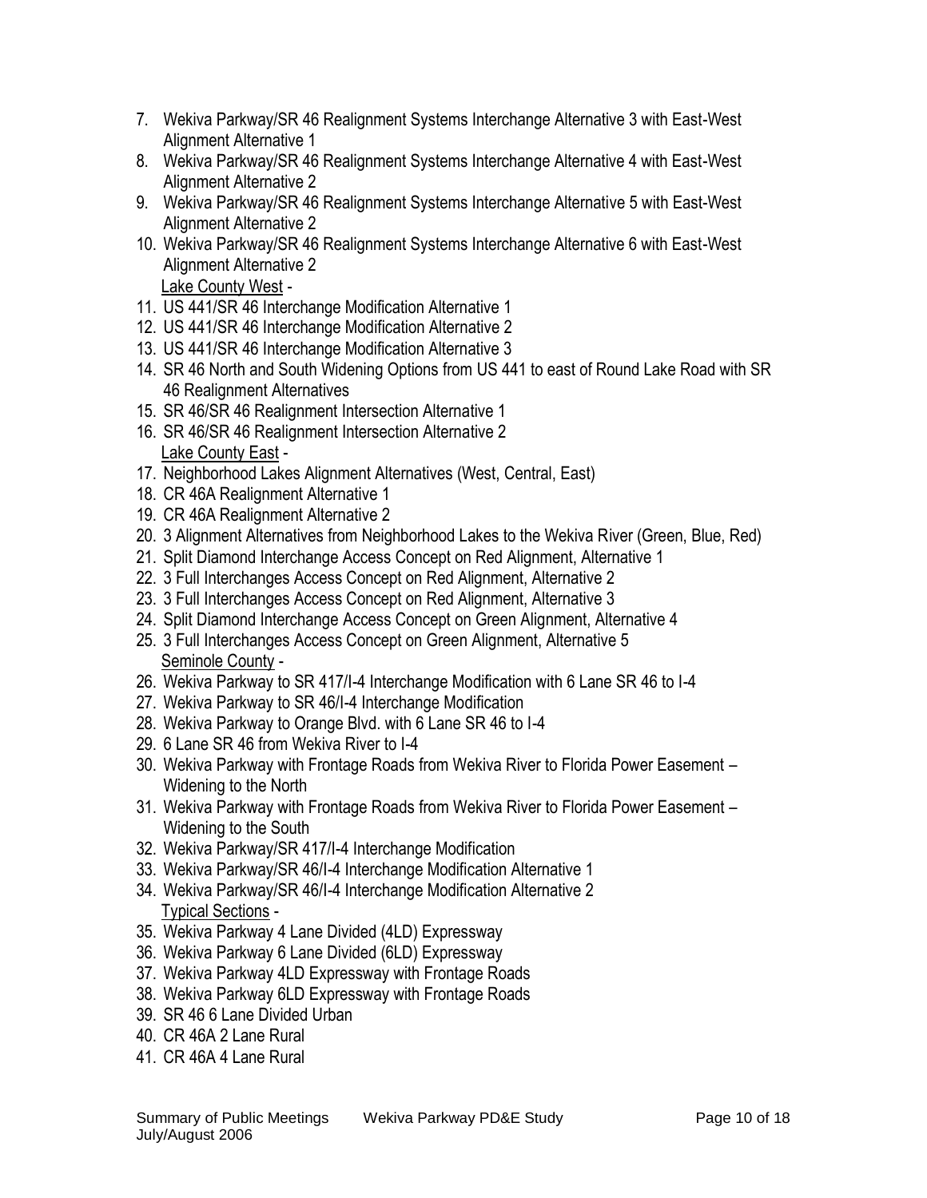7. Wekiva Parkway/SR 46 Realignment Systems Interchange Alternative 3 with East-West Alignment Alternative 1
8. Wekiva Parkway/SR 46 Realignment Systems Interchange Alternative 4 with East-West Alignment Alternative 2
9. Wekiva Parkway/SR 46 Realignment Systems Interchange Alternative 5 with East-West Alignment Alternative 2
10. Wekiva Parkway/SR 46 Realignment Systems Interchange Alternative 6 with East-West Alignment Alternative 2

<u>Lake County West</u> -

11. US 441/SR 46 Interchange Modification Alternative 1
12. US 441/SR 46 Interchange Modification Alternative 2
13. US 441/SR 46 Interchange Modification Alternative 3
14. SR 46 North and South Widening Options from US 441 to east of Round Lake Road with SR 46 Realignment Alternatives
15. SR 46/SR 46 Realignment Intersection Alternative 1
16. SR 46/SR 46 Realignment Intersection Alternative 2

<u>Lake County East</u> -

17. Neighborhood Lakes Alignment Alternatives (West, Central, East)
18. CR 46A Realignment Alternative 1
19. CR 46A Realignment Alternative 2
20. 3 Alignment Alternatives from Neighborhood Lakes to the Wekiva River (Green, Blue, Red)
21. Split Diamond Interchange Access Concept on Red Alignment, Alternative 1
22. 3 Full Interchanges Access Concept on Red Alignment, Alternative 2
23. 3 Full Interchanges Access Concept on Red Alignment, Alternative 3
24. Split Diamond Interchange Access Concept on Green Alignment, Alternative 4
25. 3 Full Interchanges Access Concept on Green Alignment, Alternative 5

<u>Seminole County</u> -

26. Wekiva Parkway to SR 417/I-4 Interchange Modification with 6 Lane SR 46 to I-4
27. Wekiva Parkway to SR 46/I-4 Interchange Modification
28. Wekiva Parkway to Orange Blvd. with 6 Lane SR 46 to I-4
29. 6 Lane SR 46 from Wekiva River to I-4
30. Wekiva Parkway with Frontage Roads from Wekiva River to Florida Power Easement – Widening to the North
31. Wekiva Parkway with Frontage Roads from Wekiva River to Florida Power Easement – Widening to the South
32. Wekiva Parkway/SR 417/I-4 Interchange Modification
33. Wekiva Parkway/SR 46/I-4 Interchange Modification Alternative 1
34. Wekiva Parkway/SR 46/I-4 Interchange Modification Alternative 2

<u>Typical Sections</u> -

35. Wekiva Parkway 4 Lane Divided (4LD) Expressway
36. Wekiva Parkway 6 Lane Divided (6LD) Expressway
37. Wekiva Parkway 4LD Expressway with Frontage Roads
38. Wekiva Parkway 6LD Expressway with Frontage Roads
39. SR 46 6 Lane Divided Urban
40. CR 46A 2 Lane Rural
41. CR 46A 4 Lane Rural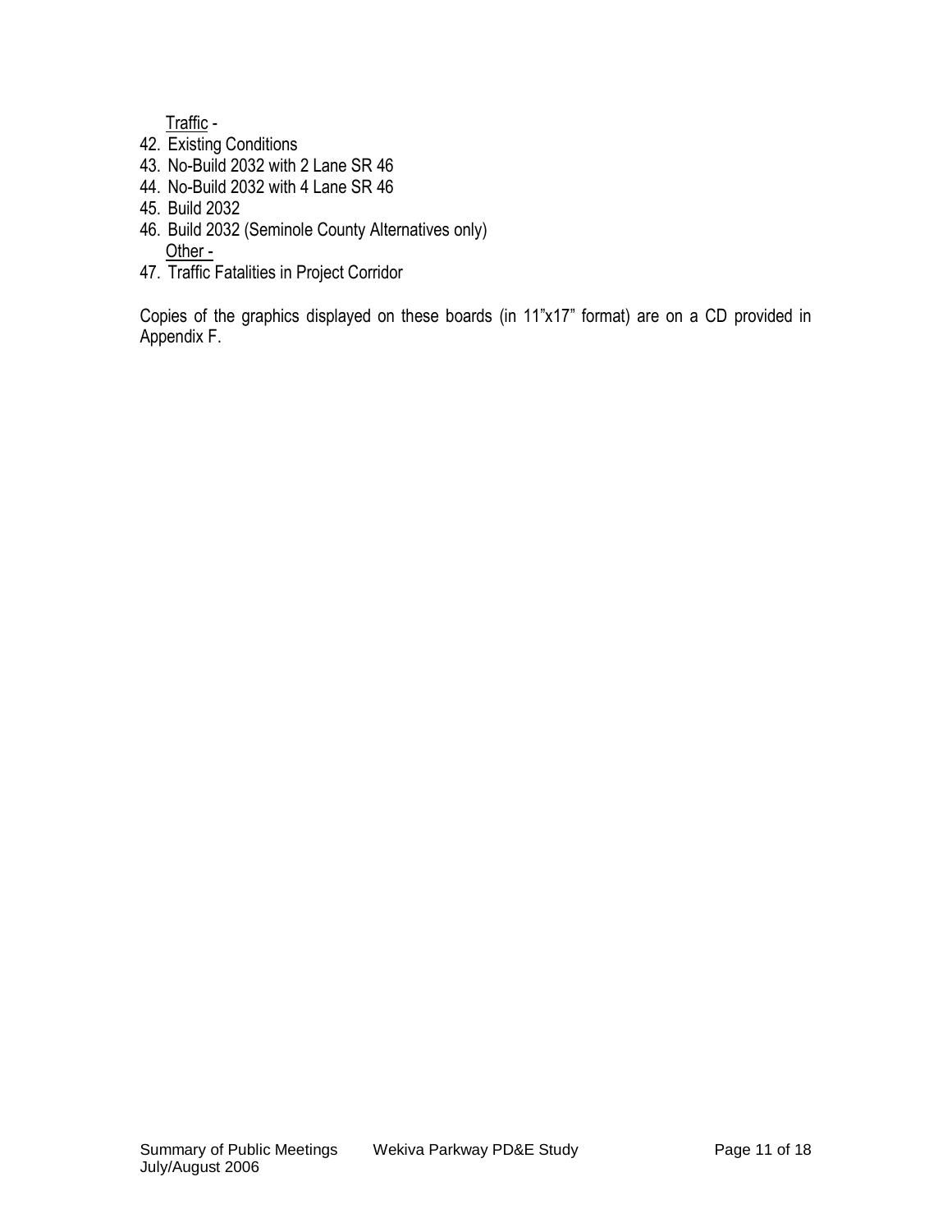Traffic -

42. Existing Conditions
43. No-Build 2032 with 2 Lane SR 46
44. No-Build 2032 with 4 Lane SR 46
45. Build 2032
46. Build 2032 (Seminole County Alternatives only)

Other -

47. Traffic Fatalities in Project Corridor

Copies of the graphics displayed on these boards (in 11"x17" format) are on a CD provided in Appendix F.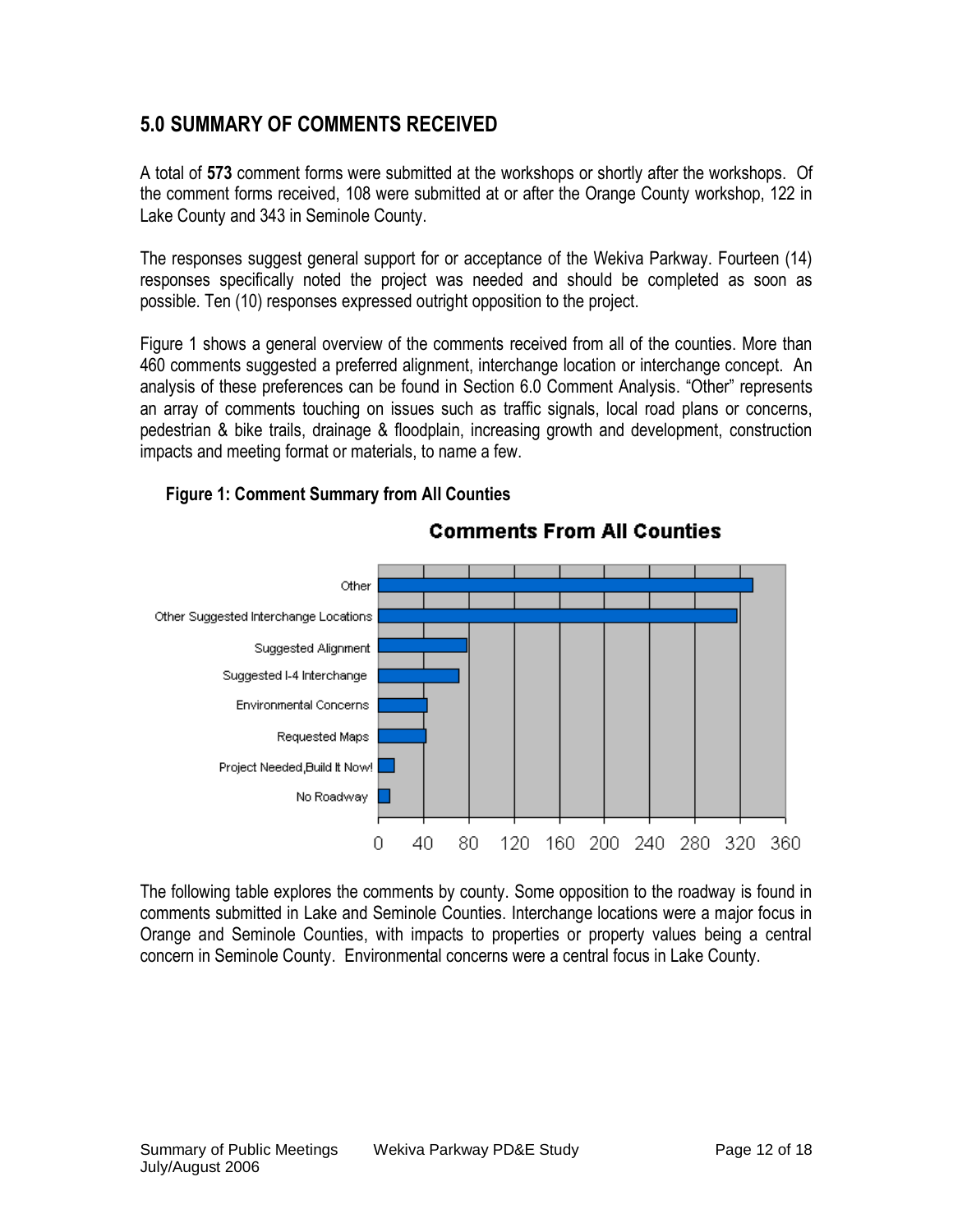## 5.0 SUMMARY OF COMMENTS RECEIVED

A total of **573** comment forms were submitted at the workshops or shortly after the workshops. Of the comment forms received, 108 were submitted at or after the Orange County workshop, 122 in Lake County and 343 in Seminole County.

The responses suggest general support for or acceptance of the Wekiva Parkway. Fourteen (14) responses specifically noted the project was needed and should be completed as soon as possible. Ten (10) responses expressed outright opposition to the project.

Figure 1 shows a general overview of the comments received from all of the counties. More than 460 comments suggested a preferred alignment, interchange location or interchange concept. An analysis of these preferences can be found in Section 6.0 Comment Analysis. "Other" represents an array of comments touching on issues such as traffic signals, local road plans or concerns, pedestrian & bike trails, drainage & floodplain, increasing growth and development, construction impacts and meeting format or materials, to name a few.

**Figure 1: Comment Summary from All Counties**

**Comments From All Counties**

| Category | Approx. Count |
| --- | --- |
| Other | ~332 |
| Other Suggested Interchange Locations | ~318 |
| Suggested Alignment | ~78 |
| Suggested I-4 Interchange | ~71 |
| Environmental Concerns | ~43 |
| Requested Maps | ~42 |
| Project Needed,Build It Now! | 14 |
| No Roadway | 10 |

The following table explores the comments by county. Some opposition to the roadway is found in comments submitted in Lake and Seminole Counties. Interchange locations were a major focus in Orange and Seminole Counties, with impacts to properties or property values being a central concern in Seminole County. Environmental concerns were a central focus in Lake County.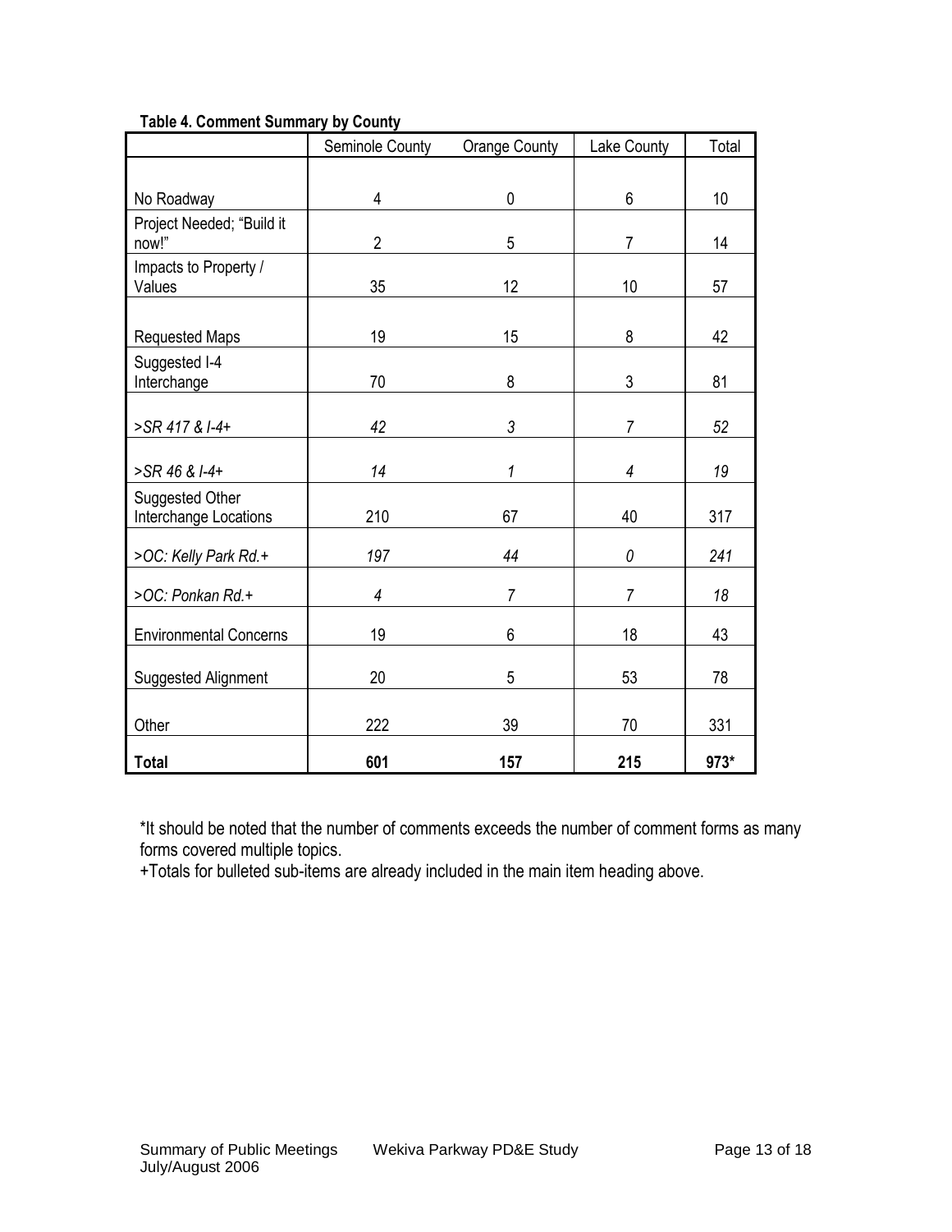**Table 4. Comment Summary by County**

| | Seminole County | Orange County | Lake County | Total |
|---|---|---|---|---|
| No Roadway | 4 | 0 | 6 | 10 |
| Project Needed; "Build it now!" | 2 | 5 | 7 | 14 |
| Impacts to Property / Values | 35 | 12 | 10 | 57 |
| Requested Maps | 19 | 15 | 8 | 42 |
| Suggested I-4 Interchange | 70 | 8 | 3 | 81 |
| *>SR 417 & I-4+* | *42* | *3* | *7* | *52* |
| *>SR 46 & I-4+* | *14* | *1* | *4* | *19* |
| Suggested Other Interchange Locations | 210 | 67 | 40 | 317 |
| *>OC: Kelly Park Rd.+* | *197* | *44* | *0* | *241* |
| *>OC: Ponkan Rd.+* | *4* | *7* | *7* | *18* |
| Environmental Concerns | 19 | 6 | 18 | 43 |
| Suggested Alignment | 20 | 5 | 53 | 78 |
| Other | 222 | 39 | 70 | 331 |
| **Total** | **601** | **157** | **215** | **973*** |

*It should be noted that the number of comments exceeds the number of comment forms as many forms covered multiple topics.

+Totals for bulleted sub-items are already included in the main item heading above.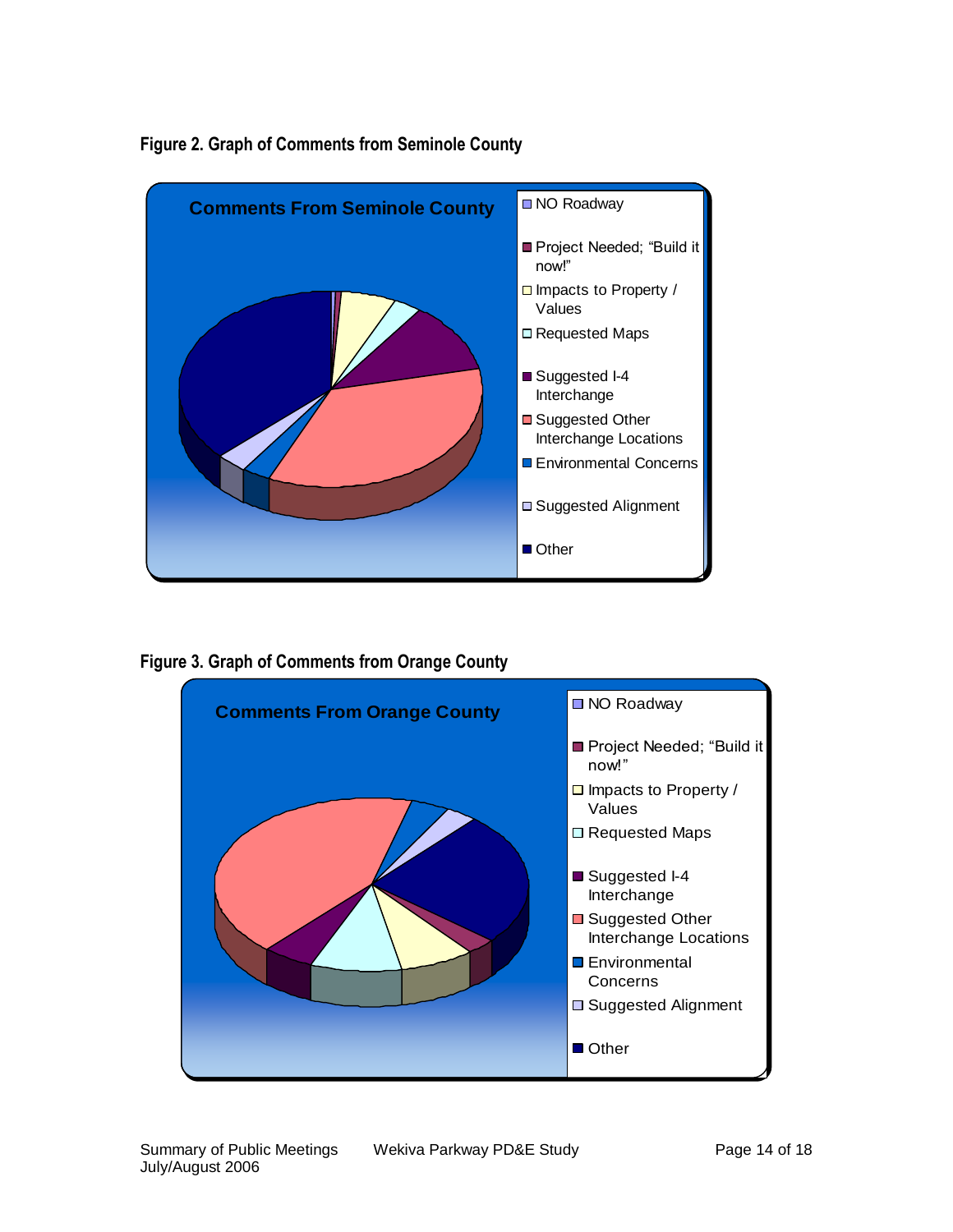**Figure 2. Graph of Comments from Seminole County**

**Comments From Seminole County**

- NO Roadway
- Project Needed; "Build it now!"
- Impacts to Property / Values
- Requested Maps
- Suggested I-4 Interchange
- Suggested Other Interchange Locations
- Environmental Concerns
- Suggested Alignment
- Other

**Figure 3. Graph of Comments from Orange County**

**Comments From Orange County**

- NO Roadway
- Project Needed; "Build it now!"
- Impacts to Property / Values
- Requested Maps
- Suggested I-4 Interchange
- Suggested Other Interchange Locations
- Environmental Concerns
- Suggested Alignment
- Other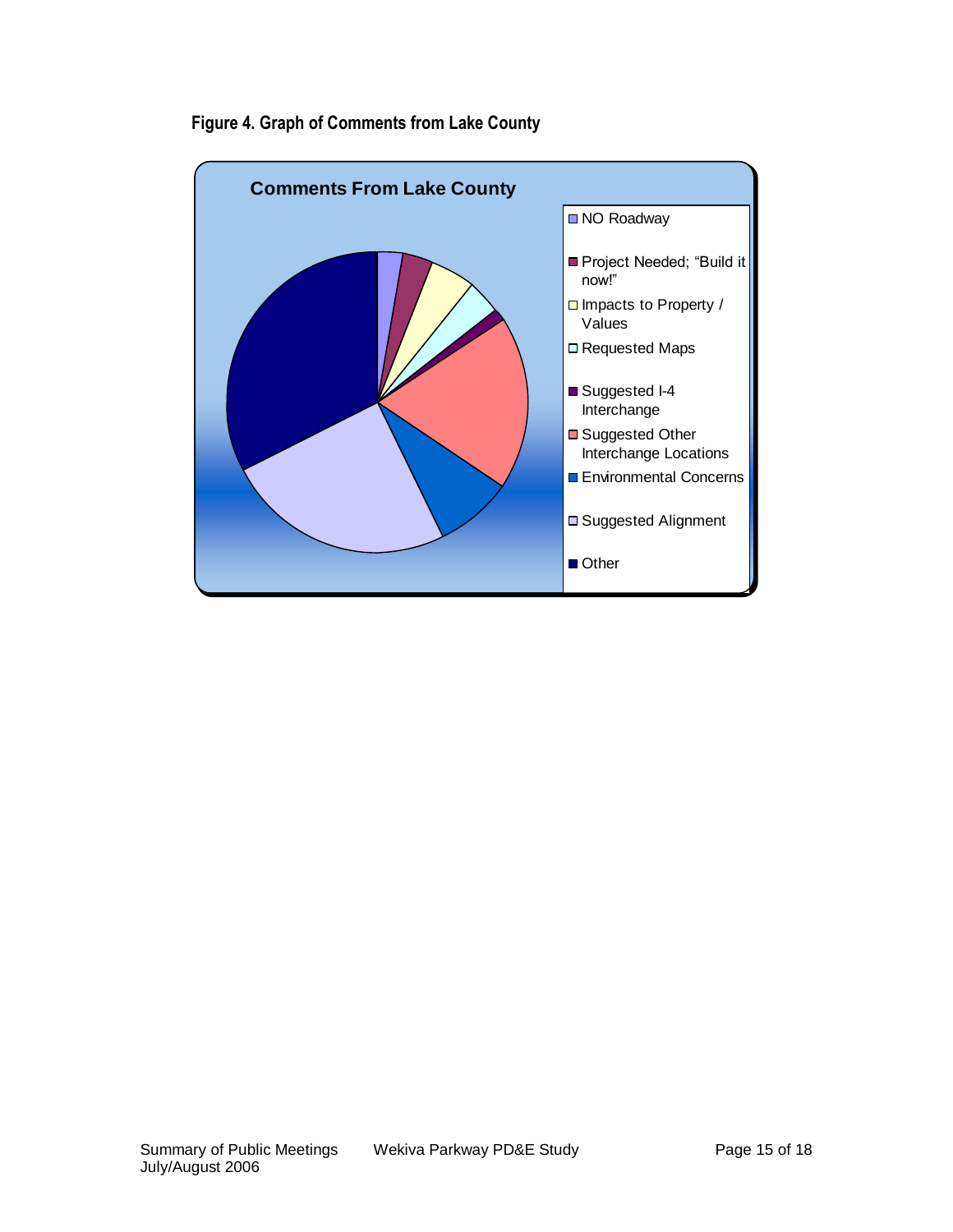**Figure 4. Graph of Comments from Lake County**

**Comments From Lake County**

- NO Roadway
- Project Needed; “Build it now!”
- Impacts to Property / Values
- Requested Maps
- Suggested I-4 Interchange
- Suggested Other Interchange Locations
- Environmental Concerns
- Suggested Alignment
- Other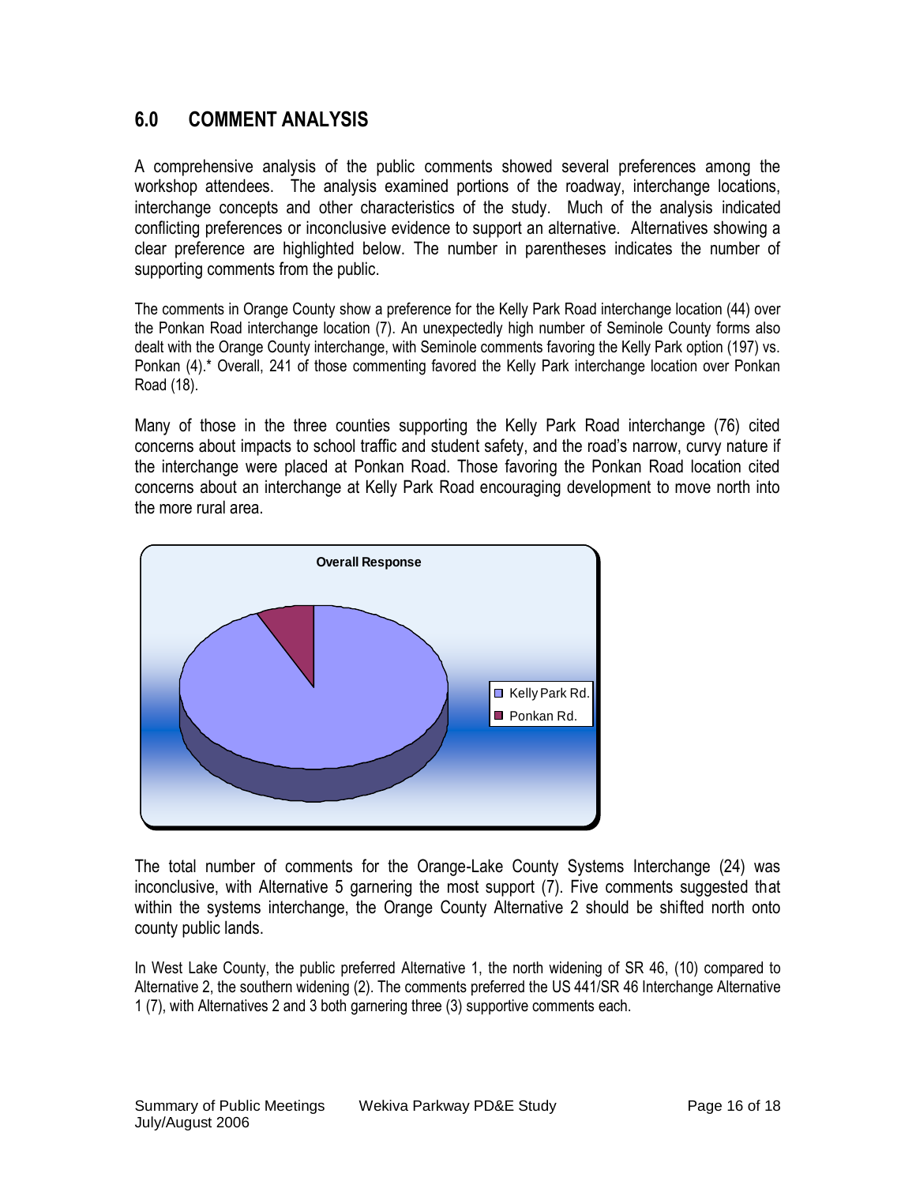## 6.0 COMMENT ANALYSIS

A comprehensive analysis of the public comments showed several preferences among the workshop attendees. The analysis examined portions of the roadway, interchange locations, interchange concepts and other characteristics of the study. Much of the analysis indicated conflicting preferences or inconclusive evidence to support an alternative. Alternatives showing a clear preference are highlighted below. The number in parentheses indicates the number of supporting comments from the public.

The comments in Orange County show a preference for the Kelly Park Road interchange location (44) over the Ponkan Road interchange location (7). An unexpectedly high number of Seminole County forms also dealt with the Orange County interchange, with Seminole comments favoring the Kelly Park option (197) vs. Ponkan (4).* Overall, 241 of those commenting favored the Kelly Park interchange location over Ponkan Road (18).

Many of those in the three counties supporting the Kelly Park Road interchange (76) cited concerns about impacts to school traffic and student safety, and the road's narrow, curvy nature if the interchange were placed at Ponkan Road. Those favoring the Ponkan Road location cited concerns about an interchange at Kelly Park Road encouraging development to move north into the more rural area.

**Overall Response**

- Kelly Park Rd.
- Ponkan Rd.

The total number of comments for the Orange-Lake County Systems Interchange (24) was inconclusive, with Alternative 5 garnering the most support (7). Five comments suggested that within the systems interchange, the Orange County Alternative 2 should be shifted north onto county public lands.

In West Lake County, the public preferred Alternative 1, the north widening of SR 46, (10) compared to Alternative 2, the southern widening (2). The comments preferred the US 441/SR 46 Interchange Alternative 1 (7), with Alternatives 2 and 3 both garnering three (3) supportive comments each.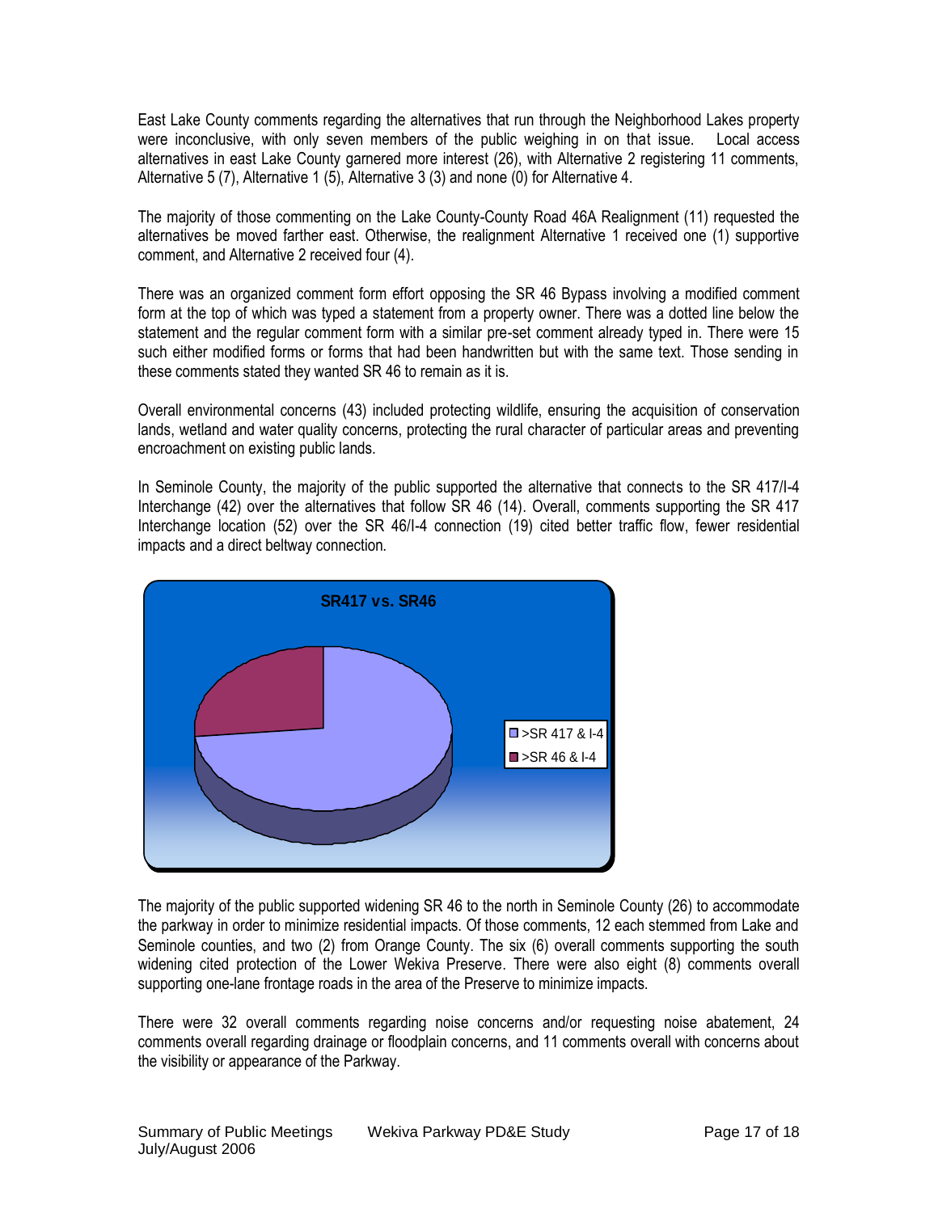East Lake County comments regarding the alternatives that run through the Neighborhood Lakes property were inconclusive, with only seven members of the public weighing in on that issue. Local access alternatives in east Lake County garnered more interest (26), with Alternative 2 registering 11 comments, Alternative 5 (7), Alternative 1 (5), Alternative 3 (3) and none (0) for Alternative 4.

The majority of those commenting on the Lake County-County Road 46A Realignment (11) requested the alternatives be moved farther east. Otherwise, the realignment Alternative 1 received one (1) supportive comment, and Alternative 2 received four (4).

There was an organized comment form effort opposing the SR 46 Bypass involving a modified comment form at the top of which was typed a statement from a property owner. There was a dotted line below the statement and the regular comment form with a similar pre-set comment already typed in. There were 15 such either modified forms or forms that had been handwritten but with the same text. Those sending in these comments stated they wanted SR 46 to remain as it is.

Overall environmental concerns (43) included protecting wildlife, ensuring the acquisition of conservation lands, wetland and water quality concerns, protecting the rural character of particular areas and preventing encroachment on existing public lands.

In Seminole County, the majority of the public supported the alternative that connects to the SR 417/I-4 Interchange (42) over the alternatives that follow SR 46 (14). Overall, comments supporting the SR 417 Interchange location (52) over the SR 46/I-4 connection (19) cited better traffic flow, fewer residential impacts and a direct beltway connection.

**SR417 vs. SR46**

- >SR 417 & I-4
- >SR 46 & I-4

The majority of the public supported widening SR 46 to the north in Seminole County (26) to accommodate the parkway in order to minimize residential impacts. Of those comments, 12 each stemmed from Lake and Seminole counties, and two (2) from Orange County. The six (6) overall comments supporting the south widening cited protection of the Lower Wekiva Preserve. There were also eight (8) comments overall supporting one-lane frontage roads in the area of the Preserve to minimize impacts.

There were 32 overall comments regarding noise concerns and/or requesting noise abatement, 24 comments overall regarding drainage or floodplain concerns, and 11 comments overall with concerns about the visibility or appearance of the Parkway.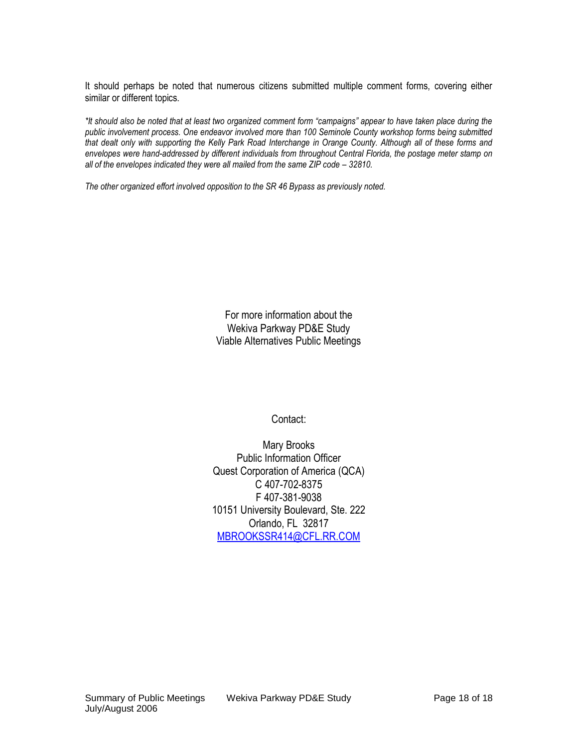It should perhaps be noted that numerous citizens submitted multiple comment forms, covering either similar or different topics.

**It should also be noted that at least two organized comment form "campaigns" appear to have taken place during the public involvement process. One endeavor involved more than 100 Seminole County workshop forms being submitted that dealt only with supporting the Kelly Park Road Interchange in Orange County. Although all of these forms and envelopes were hand-addressed by different individuals from throughout Central Florida, the postage meter stamp on all of the envelopes indicated they were all mailed from the same ZIP code – 32810.*

*The other organized effort involved opposition to the SR 46 Bypass as previously noted.*

For more information about the
Wekiva Parkway PD&E Study
Viable Alternatives Public Meetings

Contact:

Mary Brooks
Public Information Officer
Quest Corporation of America (QCA)
C 407-702-8375
F 407-381-9038
10151 University Boulevard, Ste. 222
Orlando, FL 32817
MBROOKSSR414@CFL.RR.COM